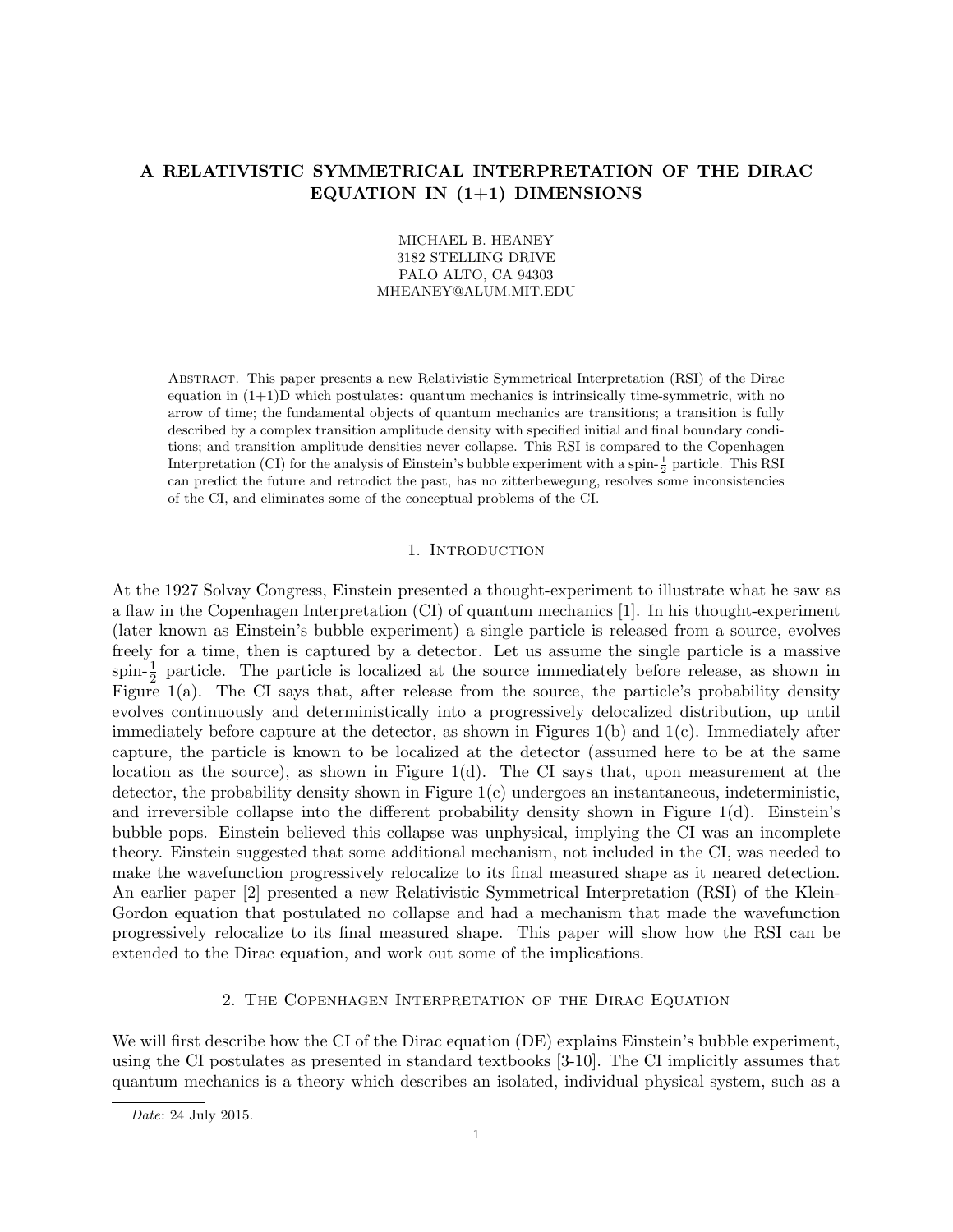# A RELATIVISTIC SYMMETRICAL INTERPRETATION OF THE DIRAC EQUATION IN (1+1) DIMENSIONS

MICHAEL B. HEANEY
3182 STELLING DRIVE
PALO ALTO, CA 94303
MHEANEY@ALUM.MIT.EDU

Abstract. This paper presents a new Relativistic Symmetrical Interpretation (RSI) of the Dirac equation in (1+1)D which postulates: quantum mechanics is intrinsically time-symmetric, with no arrow of time; the fundamental objects of quantum mechanics are transitions; a transition is fully described by a complex transition amplitude density with specified initial and final boundary conditions; and transition amplitude densities never collapse. This RSI is compared to the Copenhagen Interpretation (CI) for the analysis of Einstein's bubble experiment with a spin-$\frac{1}{2}$ particle. This RSI can predict the future and retrodict the past, has no zitterbewegung, resolves some inconsistencies of the CI, and eliminates some of the conceptual problems of the CI.

## 1. Introduction

At the 1927 Solvay Congress, Einstein presented a thought-experiment to illustrate what he saw as a flaw in the Copenhagen Interpretation (CI) of quantum mechanics [1]. In his thought-experiment (later known as Einstein's bubble experiment) a single particle is released from a source, evolves freely for a time, then is captured by a detector. Let us assume the single particle is a massive spin-$\frac{1}{2}$ particle. The particle is localized at the source immediately before release, as shown in Figure 1(a). The CI says that, after release from the source, the particle's probability density evolves continuously and deterministically into a progressively delocalized distribution, up until immediately before capture at the detector, as shown in Figures 1(b) and 1(c). Immediately after capture, the particle is known to be localized at the detector (assumed here to be at the same location as the source), as shown in Figure 1(d). The CI says that, upon measurement at the detector, the probability density shown in Figure 1(c) undergoes an instantaneous, indeterministic, and irreversible collapse into the different probability density shown in Figure 1(d). Einstein's bubble pops. Einstein believed this collapse was unphysical, implying the CI was an incomplete theory. Einstein suggested that some additional mechanism, not included in the CI, was needed to make the wavefunction progressively relocalize to its final measured shape as it neared detection. An earlier paper [2] presented a new Relativistic Symmetrical Interpretation (RSI) of the Klein-Gordon equation that postulated no collapse and had a mechanism that made the wavefunction progressively relocalize to its final measured shape. This paper will show how the RSI can be extended to the Dirac equation, and work out some of the implications.

## 2. The Copenhagen Interpretation of the Dirac Equation

We will first describe how the CI of the Dirac equation (DE) explains Einstein's bubble experiment, using the CI postulates as presented in standard textbooks [3-10]. The CI implicitly assumes that quantum mechanics is a theory which describes an isolated, individual physical system, such as a

*Date*: 24 July 2015.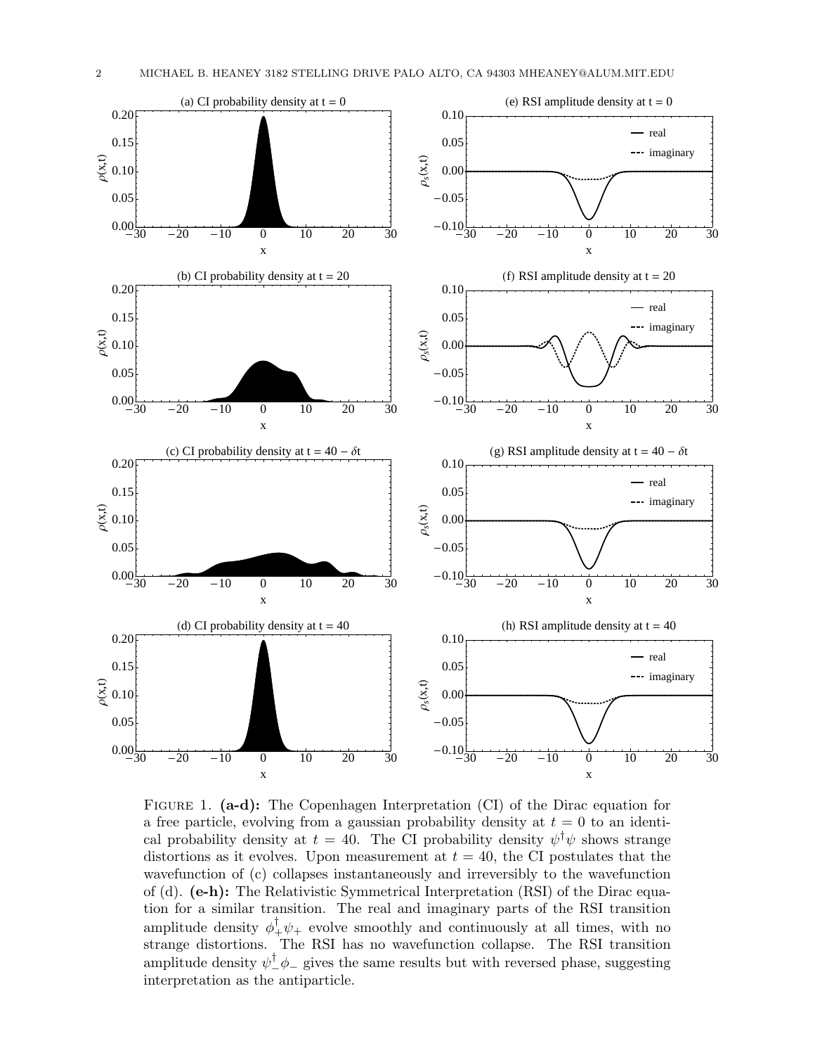FIGURE 1. **(a-d):** The Copenhagen Interpretation (CI) of the Dirac equation for a free particle, evolving from a gaussian probability density at $t = 0$ to an identical probability density at $t = 40$. The CI probability density $\psi^\dagger\psi$ shows strange distortions as it evolves. Upon measurement at $t = 40$, the CI postulates that the wavefunction of (c) collapses instantaneously and irreversibly to the wavefunction of (d). **(e-h):** The Relativistic Symmetrical Interpretation (RSI) of the Dirac equation for a similar transition. The real and imaginary parts of the RSI transition amplitude density $\phi_+^\dagger\psi_+$ evolve smoothly and continuously at all times, with no strange distortions. The RSI has no wavefunction collapse. The RSI transition amplitude density $\psi_-^\dagger\phi_-$ gives the same results but with reversed phase, suggesting interpretation as the antiparticle.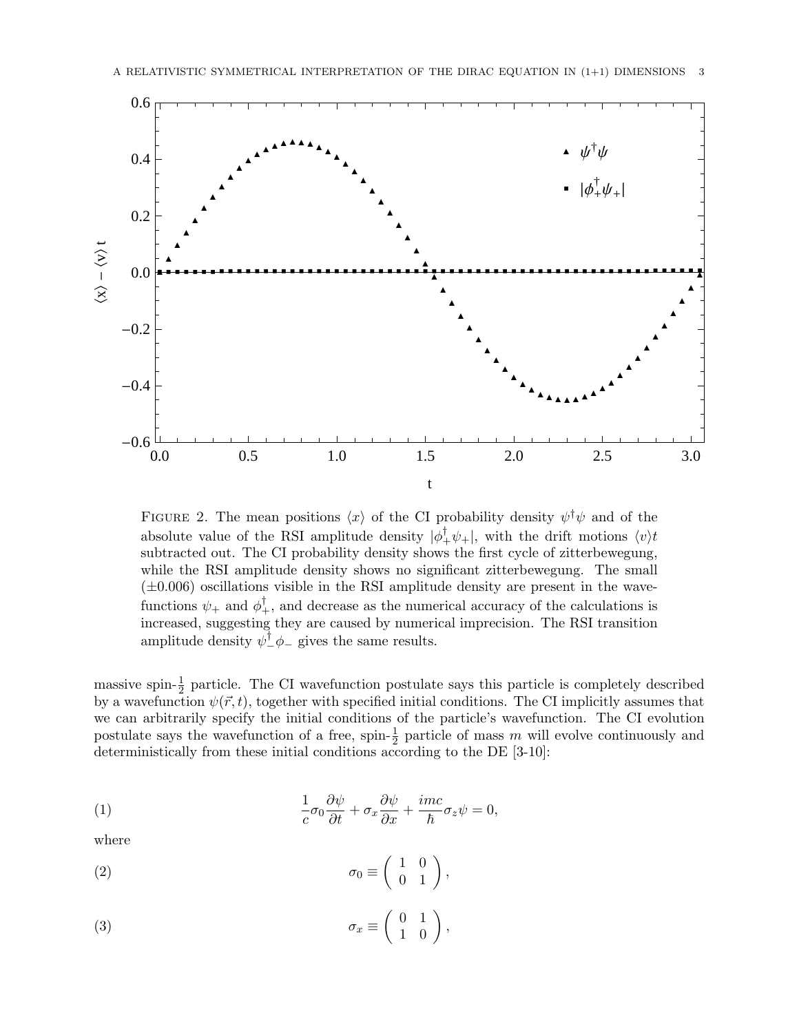FIGURE 2. The mean positions $\langle x \rangle$ of the CI probability density $\psi^\dagger\psi$ and of the absolute value of the RSI amplitude density $|\phi_+^\dagger\psi_+|$, with the drift motions $\langle v \rangle t$ subtracted out. The CI probability density shows the first cycle of zitterbewegung, while the RSI amplitude density shows no significant zitterbewegung. The small ($\pm 0.006$) oscillations visible in the RSI amplitude density are present in the wavefunctions $\psi_+$ and $\phi_+^\dagger$, and decrease as the numerical accuracy of the calculations is increased, suggesting they are caused by numerical imprecision. The RSI transition amplitude density $\psi_-^\dagger\phi_-$ gives the same results.

massive spin-$\frac{1}{2}$ particle. The CI wavefunction postulate says this particle is completely described by a wavefunction $\psi(\vec{r}, t)$, together with specified initial conditions. The CI implicitly assumes that we can arbitrarily specify the initial conditions of the particle's wavefunction. The CI evolution postulate says the wavefunction of a free, spin-$\frac{1}{2}$ particle of mass $m$ will evolve continuously and deterministically from these initial conditions according to the DE [3-10]:

$$\frac{1}{c}\sigma_0 \frac{\partial \psi}{\partial t} + \sigma_x \frac{\partial \psi}{\partial x} + \frac{imc}{\hbar}\sigma_z \psi = 0, \tag{1}$$

where

$$\sigma_0 \equiv \begin{pmatrix} 1 & 0 \\ 0 & 1 \end{pmatrix}, \tag{2}$$

$$\sigma_x \equiv \begin{pmatrix} 0 & 1 \\ 1 & 0 \end{pmatrix}, \tag{3}$$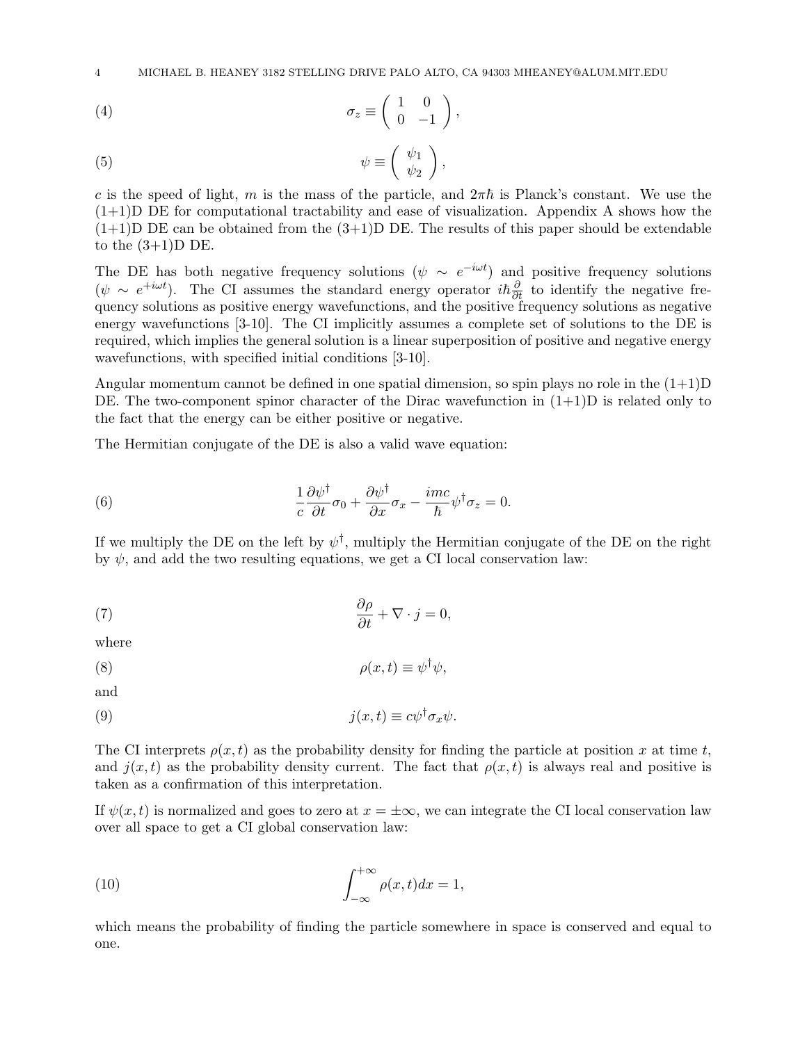$$\sigma_z \equiv \begin{pmatrix} 1 & 0 \\ 0 & -1 \end{pmatrix}, \tag{4}$$

$$\psi \equiv \begin{pmatrix} \psi_1 \\ \psi_2 \end{pmatrix}, \tag{5}$$

$c$ is the speed of light, $m$ is the mass of the particle, and $2\pi\hbar$ is Planck's constant. We use the (1+1)D DE for computational tractability and ease of visualization. Appendix A shows how the (1+1)D DE can be obtained from the (3+1)D DE. The results of this paper should be extendable to the (3+1)D DE.

The DE has both negative frequency solutions ($\psi \sim e^{-i\omega t}$) and positive frequency solutions ($\psi \sim e^{+i\omega t}$). The CI assumes the standard energy operator $i\hbar\frac{\partial}{\partial t}$ to identify the negative frequency solutions as positive energy wavefunctions, and the positive frequency solutions as negative energy wavefunctions [3-10]. The CI implicitly assumes a complete set of solutions to the DE is required, which implies the general solution is a linear superposition of positive and negative energy wavefunctions, with specified initial conditions [3-10].

Angular momentum cannot be defined in one spatial dimension, so spin plays no role in the (1+1)D DE. The two-component spinor character of the Dirac wavefunction in (1+1)D is related only to the fact that the energy can be either positive or negative.

The Hermitian conjugate of the DE is also a valid wave equation:

$$\frac{1}{c}\frac{\partial \psi^\dagger}{\partial t}\sigma_0 + \frac{\partial \psi^\dagger}{\partial x}\sigma_x - \frac{imc}{\hbar}\psi^\dagger\sigma_z = 0. \tag{6}$$

If we multiply the DE on the left by $\psi^\dagger$, multiply the Hermitian conjugate of the DE on the right by $\psi$, and add the two resulting equations, we get a CI local conservation law:

$$\frac{\partial \rho}{\partial t} + \nabla \cdot j = 0, \tag{7}$$

where

$$\rho(x,t) \equiv \psi^\dagger\psi, \tag{8}$$

and

$$j(x,t) \equiv c\psi^\dagger\sigma_x\psi. \tag{9}$$

The CI interprets $\rho(x,t)$ as the probability density for finding the particle at position $x$ at time $t$, and $j(x,t)$ as the probability density current. The fact that $\rho(x,t)$ is always real and positive is taken as a confirmation of this interpretation.

If $\psi(x,t)$ is normalized and goes to zero at $x = \pm\infty$, we can integrate the CI local conservation law over all space to get a CI global conservation law:

$$\int_{-\infty}^{+\infty} \rho(x,t)dx = 1, \tag{10}$$

which means the probability of finding the particle somewhere in space is conserved and equal to one.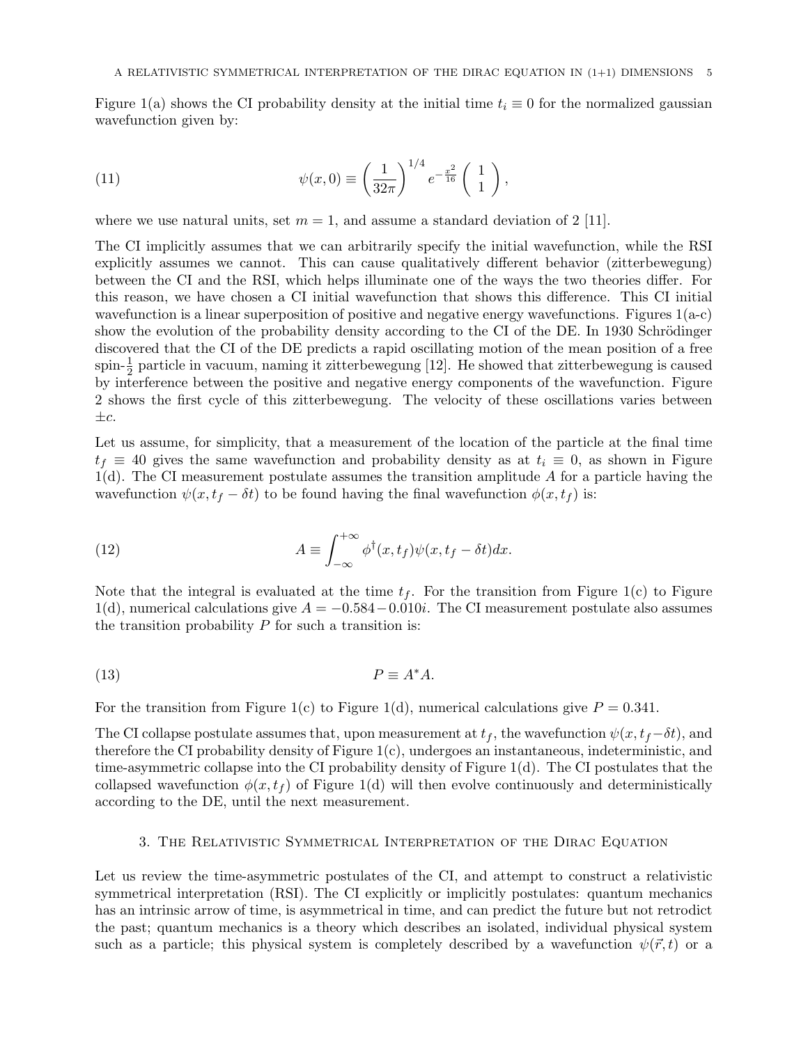Figure 1(a) shows the CI probability density at the initial time $t_i \equiv 0$ for the normalized gaussian wavefunction given by:

$$\psi(x, 0) \equiv \left(\frac{1}{32\pi}\right)^{1/4} e^{-\frac{x^2}{16}} \begin{pmatrix} 1 \\ 1 \end{pmatrix}, \tag{11}$$

where we use natural units, set $m = 1$, and assume a standard deviation of 2 [11].

The CI implicitly assumes that we can arbitrarily specify the initial wavefunction, while the RSI explicitly assumes we cannot. This can cause qualitatively different behavior (zitterbewegung) between the CI and the RSI, which helps illuminate one of the ways the two theories differ. For this reason, we have chosen a CI initial wavefunction that shows this difference. This CI initial wavefunction is a linear superposition of positive and negative energy wavefunctions. Figures 1(a-c) show the evolution of the probability density according to the CI of the DE. In 1930 Schrödinger discovered that the CI of the DE predicts a rapid oscillating motion of the mean position of a free spin-$\frac{1}{2}$ particle in vacuum, naming it zitterbewegung [12]. He showed that zitterbewegung is caused by interference between the positive and negative energy components of the wavefunction. Figure 2 shows the first cycle of this zitterbewegung. The velocity of these oscillations varies between $\pm c$.

Let us assume, for simplicity, that a measurement of the location of the particle at the final time $t_f \equiv 40$ gives the same wavefunction and probability density as at $t_i \equiv 0$, as shown in Figure 1(d). The CI measurement postulate assumes the transition amplitude $A$ for a particle having the wavefunction $\psi(x, t_f - \delta t)$ to be found having the final wavefunction $\phi(x, t_f)$ is:

$$A \equiv \int_{-\infty}^{+\infty} \phi^\dagger(x, t_f)\psi(x, t_f - \delta t)dx. \tag{12}$$

Note that the integral is evaluated at the time $t_f$. For the transition from Figure 1(c) to Figure 1(d), numerical calculations give $A = -0.584 - 0.010i$. The CI measurement postulate also assumes the transition probability $P$ for such a transition is:

$$P \equiv A^* A. \tag{13}$$

For the transition from Figure 1(c) to Figure 1(d), numerical calculations give $P = 0.341$.

The CI collapse postulate assumes that, upon measurement at $t_f$, the wavefunction $\psi(x, t_f - \delta t)$, and therefore the CI probability density of Figure 1(c), undergoes an instantaneous, indeterministic, and time-asymmetric collapse into the CI probability density of Figure 1(d). The CI postulates that the collapsed wavefunction $\phi(x, t_f)$ of Figure 1(d) will then evolve continuously and deterministically according to the DE, until the next measurement.

## 3. The Relativistic Symmetrical Interpretation of the Dirac Equation

Let us review the time-asymmetric postulates of the CI, and attempt to construct a relativistic symmetrical interpretation (RSI). The CI explicitly or implicitly postulates: quantum mechanics has an intrinsic arrow of time, is asymmetrical in time, and can predict the future but not retrodict the past; quantum mechanics is a theory which describes an isolated, individual physical system such as a particle; this physical system is completely described by a wavefunction $\psi(\vec{r}, t)$ or a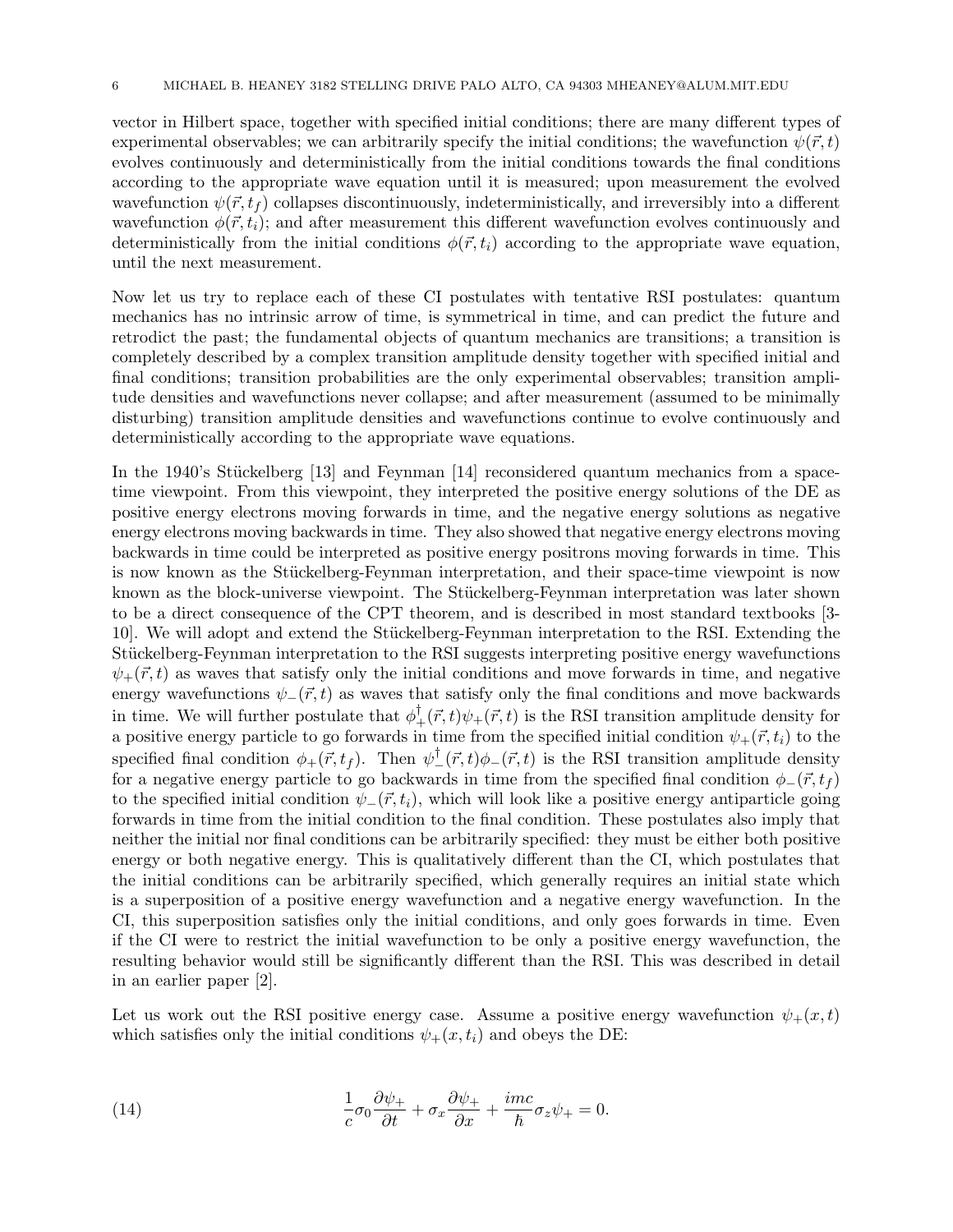vector in Hilbert space, together with specified initial conditions; there are many different types of experimental observables; we can arbitrarily specify the initial conditions; the wavefunction $\psi(\vec{r},t)$ evolves continuously and deterministically from the initial conditions towards the final conditions according to the appropriate wave equation until it is measured; upon measurement the evolved wavefunction $\psi(\vec{r},t_f)$ collapses discontinuously, indeterministically, and irreversibly into a different wavefunction $\phi(\vec{r},t_i)$; and after measurement this different wavefunction evolves continuously and deterministically from the initial conditions $\phi(\vec{r},t_i)$ according to the appropriate wave equation, until the next measurement.

Now let us try to replace each of these CI postulates with tentative RSI postulates: quantum mechanics has no intrinsic arrow of time, is symmetrical in time, and can predict the future and retrodict the past; the fundamental objects of quantum mechanics are transitions; a transition is completely described by a complex transition amplitude density together with specified initial and final conditions; transition probabilities are the only experimental observables; transition amplitude densities and wavefunctions never collapse; and after measurement (assumed to be minimally disturbing) transition amplitude densities and wavefunctions continue to evolve continuously and deterministically according to the appropriate wave equations.

In the 1940's Stückelberg [13] and Feynman [14] reconsidered quantum mechanics from a space-time viewpoint. From this viewpoint, they interpreted the positive energy solutions of the DE as positive energy electrons moving forwards in time, and the negative energy solutions as negative energy electrons moving backwards in time. They also showed that negative energy electrons moving backwards in time could be interpreted as positive energy positrons moving forwards in time. This is now known as the Stückelberg-Feynman interpretation, and their space-time viewpoint is now known as the block-universe viewpoint. The Stückelberg-Feynman interpretation was later shown to be a direct consequence of the CPT theorem, and is described in most standard textbooks [3-10]. We will adopt and extend the Stückelberg-Feynman interpretation to the RSI. Extending the Stückelberg-Feynman interpretation to the RSI suggests interpreting positive energy wavefunctions $\psi_+(\vec{r},t)$ as waves that satisfy only the initial conditions and move forwards in time, and negative energy wavefunctions $\psi_-(\vec{r},t)$ as waves that satisfy only the final conditions and move backwards in time. We will further postulate that $\phi_+^\dagger(\vec{r},t)\psi_+(\vec{r},t)$ is the RSI transition amplitude density for a positive energy particle to go forwards in time from the specified initial condition $\psi_+(\vec{r},t_i)$ to the specified final condition $\phi_+(\vec{r},t_f)$. Then $\psi_-^\dagger(\vec{r},t)\phi_-(\vec{r},t)$ is the RSI transition amplitude density for a negative energy particle to go backwards in time from the specified final condition $\phi_-(\vec{r},t_f)$ to the specified initial condition $\psi_-(\vec{r},t_i)$, which will look like a positive energy antiparticle going forwards in time from the initial condition to the final condition. These postulates also imply that neither the initial nor final conditions can be arbitrarily specified: they must be either both positive energy or both negative energy. This is qualitatively different than the CI, which postulates that the initial conditions can be arbitrarily specified, which generally requires an initial state which is a superposition of a positive energy wavefunction and a negative energy wavefunction. In the CI, this superposition satisfies only the initial conditions, and only goes forwards in time. Even if the CI were to restrict the initial wavefunction to be only a positive energy wavefunction, the resulting behavior would still be significantly different than the RSI. This was described in detail in an earlier paper [2].

Let us work out the RSI positive energy case. Assume a positive energy wavefunction $\psi_+(x,t)$ which satisfies only the initial conditions $\psi_+(x,t_i)$ and obeys the DE:

$$\frac{1}{c}\sigma_0\frac{\partial\psi_+}{\partial t} + \sigma_x\frac{\partial\psi_+}{\partial x} + \frac{imc}{\hbar}\sigma_z\psi_+ = 0. \tag{14}$$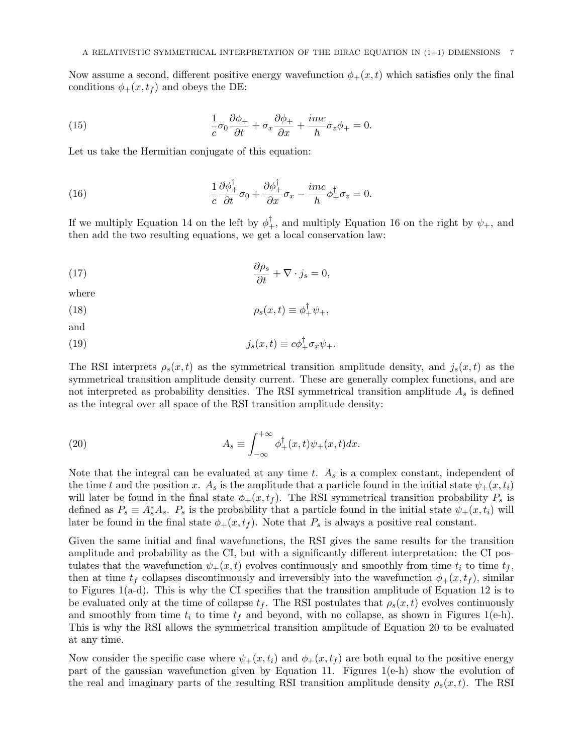Now assume a second, different positive energy wavefunction $\phi_+(x,t)$ which satisfies only the final conditions $\phi_+(x,t_f)$ and obeys the DE:

$$\frac{1}{c}\sigma_0\frac{\partial \phi_+}{\partial t} + \sigma_x\frac{\partial \phi_+}{\partial x} + \frac{imc}{\hbar}\sigma_z\phi_+ = 0. \tag{15}$$

Let us take the Hermitian conjugate of this equation:

$$\frac{1}{c}\frac{\partial \phi_+^\dagger}{\partial t}\sigma_0 + \frac{\partial \phi_+^\dagger}{\partial x}\sigma_x - \frac{imc}{\hbar}\phi_+^\dagger\sigma_z = 0. \tag{16}$$

If we multiply Equation 14 on the left by $\phi_+^\dagger$, and multiply Equation 16 on the right by $\psi_+$, and then add the two resulting equations, we get a local conservation law:

$$\frac{\partial \rho_s}{\partial t} + \nabla \cdot j_s = 0, \tag{17}$$

where

$$\rho_s(x,t) \equiv \phi_+^\dagger \psi_+, \tag{18}$$

and

$$j_s(x,t) \equiv c\phi_+^\dagger \sigma_x \psi_+. \tag{19}$$

The RSI interprets $\rho_s(x,t)$ as the symmetrical transition amplitude density, and $j_s(x,t)$ as the symmetrical transition amplitude density current. These are generally complex functions, and are not interpreted as probability densities. The RSI symmetrical transition amplitude $A_s$ is defined as the integral over all space of the RSI transition amplitude density:

$$A_s \equiv \int_{-\infty}^{+\infty} \phi_+^\dagger(x,t)\psi_+(x,t)dx. \tag{20}$$

Note that the integral can be evaluated at any time $t$. $A_s$ is a complex constant, independent of the time $t$ and the position $x$. $A_s$ is the amplitude that a particle found in the initial state $\psi_+(x,t_i)$ will later be found in the final state $\phi_+(x,t_f)$. The RSI symmetrical transition probability $P_s$ is defined as $P_s \equiv A_s^* A_s$. $P_s$ is the probability that a particle found in the initial state $\psi_+(x,t_i)$ will later be found in the final state $\phi_+(x,t_f)$. Note that $P_s$ is always a positive real constant.

Given the same initial and final wavefunctions, the RSI gives the same results for the transition amplitude and probability as the CI, but with a significantly different interpretation: the CI postulates that the wavefunction $\psi_+(x,t)$ evolves continuously and smoothly from time $t_i$ to time $t_f$, then at time $t_f$ collapses discontinuously and irreversibly into the wavefunction $\phi_+(x,t_f)$, similar to Figures 1(a-d). This is why the CI specifies that the transition amplitude of Equation 12 is to be evaluated only at the time of collapse $t_f$. The RSI postulates that $\rho_s(x,t)$ evolves continuously and smoothly from time $t_i$ to time $t_f$ and beyond, with no collapse, as shown in Figures 1(e-h). This is why the RSI allows the symmetrical transition amplitude of Equation 20 to be evaluated at any time.

Now consider the specific case where $\psi_+(x,t_i)$ and $\phi_+(x,t_f)$ are both equal to the positive energy part of the gaussian wavefunction given by Equation 11. Figures 1(e-h) show the evolution of the real and imaginary parts of the resulting RSI transition amplitude density $\rho_s(x,t)$. The RSI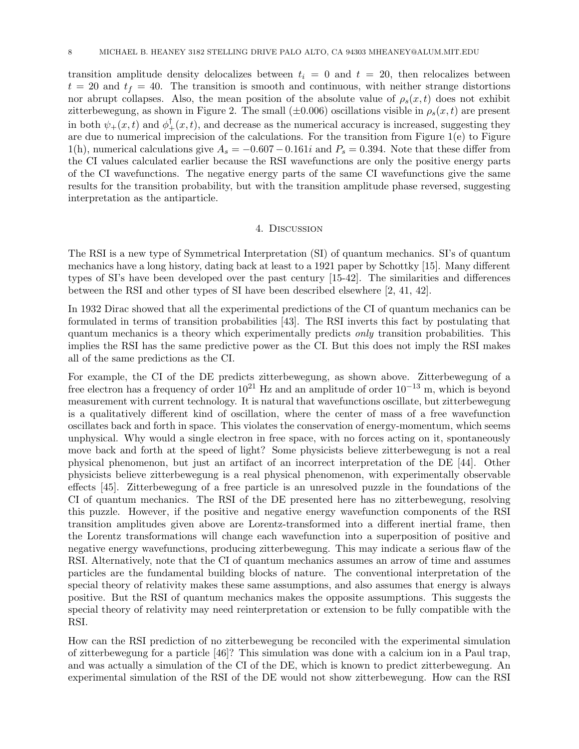transition amplitude density delocalizes between $t_i = 0$ and $t = 20$, then relocalizes between $t = 20$ and $t_f = 40$. The transition is smooth and continuous, with neither strange distortions nor abrupt collapses. Also, the mean position of the absolute value of $\rho_s(x,t)$ does not exhibit zitterbewegung, as shown in Figure 2. The small ($\pm 0.006$) oscillations visible in $\rho_s(x,t)$ are present in both $\psi_+(x,t)$ and $\phi_+^\dagger(x,t)$, and decrease as the numerical accuracy is increased, suggesting they are due to numerical imprecision of the calculations. For the transition from Figure 1(e) to Figure 1(h), numerical calculations give $A_s = -0.607 - 0.161i$ and $P_s = 0.394$. Note that these differ from the CI values calculated earlier because the RSI wavefunctions are only the positive energy parts of the CI wavefunctions. The negative energy parts of the same CI wavefunctions give the same results for the transition probability, but with the transition amplitude phase reversed, suggesting interpretation as the antiparticle.

## 4. Discussion

The RSI is a new type of Symmetrical Interpretation (SI) of quantum mechanics. SI's of quantum mechanics have a long history, dating back at least to a 1921 paper by Schottky [15]. Many different types of SI's have been developed over the past century [15-42]. The similarities and differences between the RSI and other types of SI have been described elsewhere [2, 41, 42].

In 1932 Dirac showed that all the experimental predictions of the CI of quantum mechanics can be formulated in terms of transition probabilities [43]. The RSI inverts this fact by postulating that quantum mechanics is a theory which experimentally predicts *only* transition probabilities. This implies the RSI has the same predictive power as the CI. But this does not imply the RSI makes all of the same predictions as the CI.

For example, the CI of the DE predicts zitterbewegung, as shown above. Zitterbewegung of a free electron has a frequency of order $10^{21}$ Hz and an amplitude of order $10^{-13}$ m, which is beyond measurement with current technology. It is natural that wavefunctions oscillate, but zitterbewegung is a qualitatively different kind of oscillation, where the center of mass of a free wavefunction oscillates back and forth in space. This violates the conservation of energy-momentum, which seems unphysical. Why would a single electron in free space, with no forces acting on it, spontaneously move back and forth at the speed of light? Some physicists believe zitterbewegung is not a real physical phenomenon, but just an artifact of an incorrect interpretation of the DE [44]. Other physicists believe zitterbewegung is a real physical phenomenon, with experimentally observable effects [45]. Zitterbewegung of a free particle is an unresolved puzzle in the foundations of the CI of quantum mechanics. The RSI of the DE presented here has no zitterbewegung, resolving this puzzle. However, if the positive and negative energy wavefunction components of the RSI transition amplitudes given above are Lorentz-transformed into a different inertial frame, then the Lorentz transformations will change each wavefunction into a superposition of positive and negative energy wavefunctions, producing zitterbewegung. This may indicate a serious flaw of the RSI. Alternatively, note that the CI of quantum mechanics assumes an arrow of time and assumes particles are the fundamental building blocks of nature. The conventional interpretation of the special theory of relativity makes these same assumptions, and also assumes that energy is always positive. But the RSI of quantum mechanics makes the opposite assumptions. This suggests the special theory of relativity may need reinterpretation or extension to be fully compatible with the RSI.

How can the RSI prediction of no zitterbewegung be reconciled with the experimental simulation of zitterbewegung for a particle [46]? This simulation was done with a calcium ion in a Paul trap, and was actually a simulation of the CI of the DE, which is known to predict zitterbewegung. An experimental simulation of the RSI of the DE would not show zitterbewegung. How can the RSI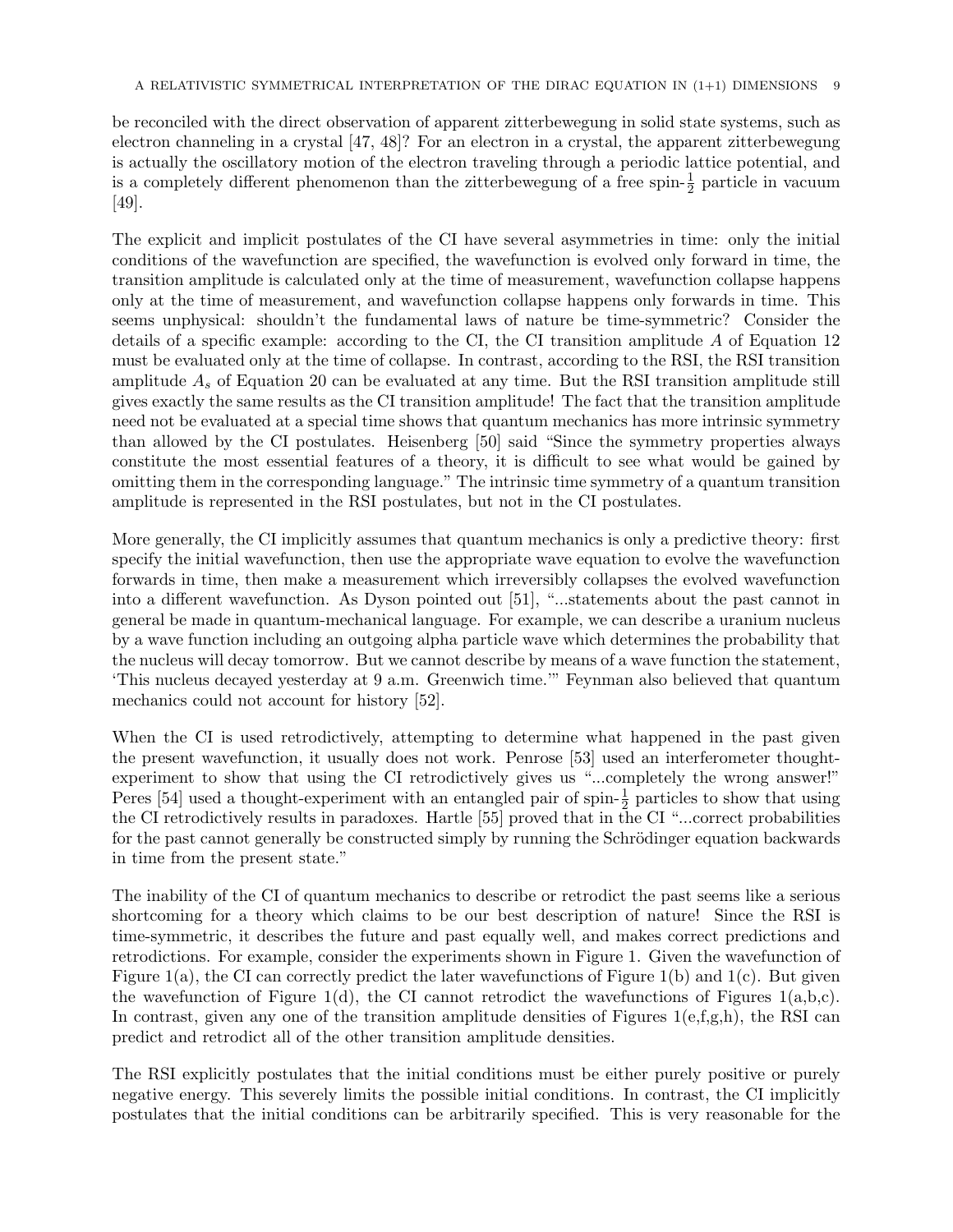be reconciled with the direct observation of apparent zitterbewegung in solid state systems, such as electron channeling in a crystal [47, 48]? For an electron in a crystal, the apparent zitterbewegung is actually the oscillatory motion of the electron traveling through a periodic lattice potential, and is a completely different phenomenon than the zitterbewegung of a free spin-$\frac{1}{2}$ particle in vacuum [49].

The explicit and implicit postulates of the CI have several asymmetries in time: only the initial conditions of the wavefunction are specified, the wavefunction is evolved only forward in time, the transition amplitude is calculated only at the time of measurement, wavefunction collapse happens only at the time of measurement, and wavefunction collapse happens only forwards in time. This seems unphysical: shouldn't the fundamental laws of nature be time-symmetric? Consider the details of a specific example: according to the CI, the CI transition amplitude $A$ of Equation 12 must be evaluated only at the time of collapse. In contrast, according to the RSI, the RSI transition amplitude $A_s$ of Equation 20 can be evaluated at any time. But the RSI transition amplitude still gives exactly the same results as the CI transition amplitude! The fact that the transition amplitude need not be evaluated at a special time shows that quantum mechanics has more intrinsic symmetry than allowed by the CI postulates. Heisenberg [50] said "Since the symmetry properties always constitute the most essential features of a theory, it is difficult to see what would be gained by omitting them in the corresponding language." The intrinsic time symmetry of a quantum transition amplitude is represented in the RSI postulates, but not in the CI postulates.

More generally, the CI implicitly assumes that quantum mechanics is only a predictive theory: first specify the initial wavefunction, then use the appropriate wave equation to evolve the wavefunction forwards in time, then make a measurement which irreversibly collapses the evolved wavefunction into a different wavefunction. As Dyson pointed out [51], "...statements about the past cannot in general be made in quantum-mechanical language. For example, we can describe a uranium nucleus by a wave function including an outgoing alpha particle wave which determines the probability that the nucleus will decay tomorrow. But we cannot describe by means of a wave function the statement, 'This nucleus decayed yesterday at 9 a.m. Greenwich time.'" Feynman also believed that quantum mechanics could not account for history [52].

When the CI is used retrodictively, attempting to determine what happened in the past given the present wavefunction, it usually does not work. Penrose [53] used an interferometer thought-experiment to show that using the CI retrodictively gives us "...completely the wrong answer!" Peres [54] used a thought-experiment with an entangled pair of spin-$\frac{1}{2}$ particles to show that using the CI retrodictively results in paradoxes. Hartle [55] proved that in the CI "...correct probabilities for the past cannot generally be constructed simply by running the Schrödinger equation backwards in time from the present state."

The inability of the CI of quantum mechanics to describe or retrodict the past seems like a serious shortcoming for a theory which claims to be our best description of nature! Since the RSI is time-symmetric, it describes the future and past equally well, and makes correct predictions and retrodictions. For example, consider the experiments shown in Figure 1. Given the wavefunction of Figure 1(a), the CI can correctly predict the later wavefunctions of Figure 1(b) and 1(c). But given the wavefunction of Figure 1(d), the CI cannot retrodict the wavefunctions of Figures 1(a,b,c). In contrast, given any one of the transition amplitude densities of Figures 1(e,f,g,h), the RSI can predict and retrodict all of the other transition amplitude densities.

The RSI explicitly postulates that the initial conditions must be either purely positive or purely negative energy. This severely limits the possible initial conditions. In contrast, the CI implicitly postulates that the initial conditions can be arbitrarily specified. This is very reasonable for the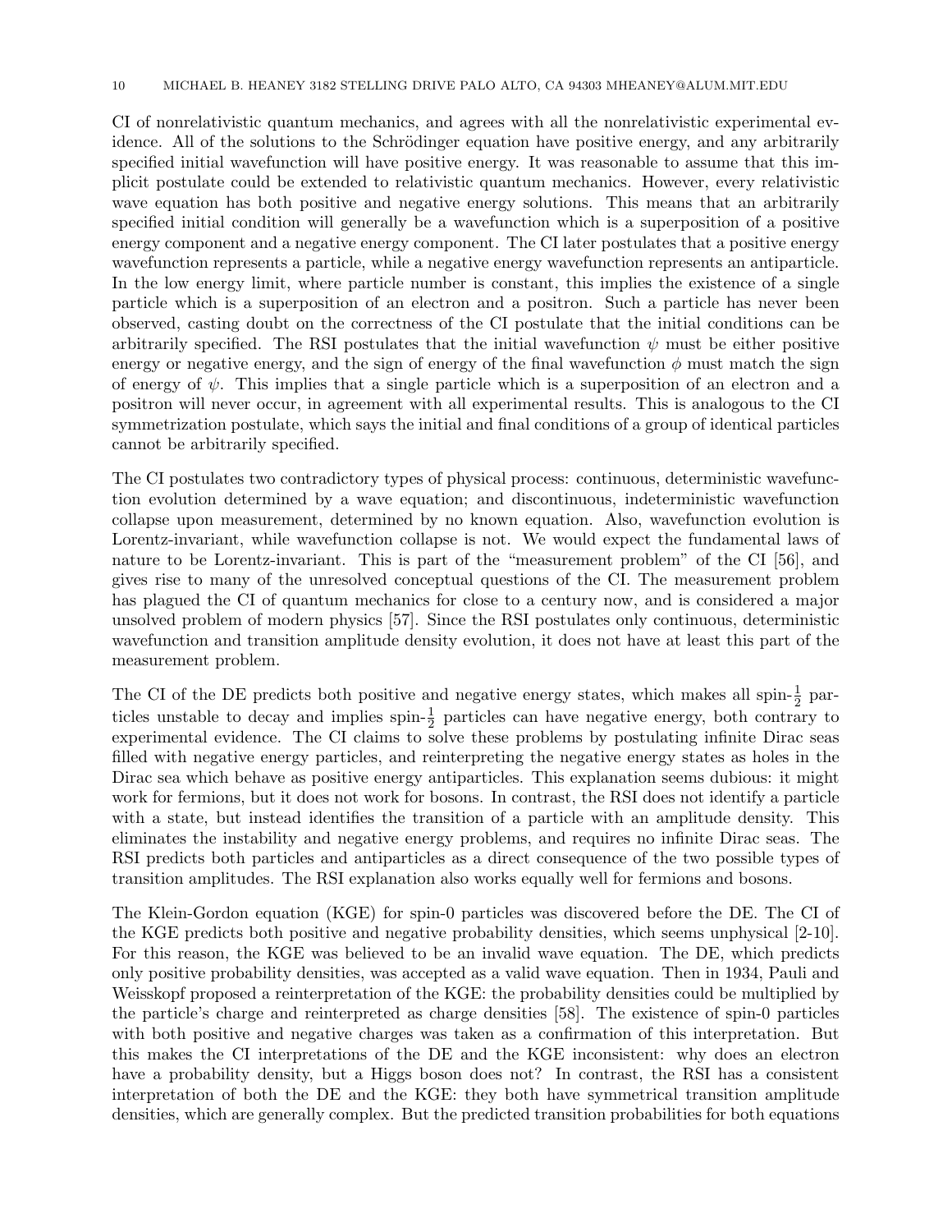CI of nonrelativistic quantum mechanics, and agrees with all the nonrelativistic experimental evidence. All of the solutions to the Schrödinger equation have positive energy, and any arbitrarily specified initial wavefunction will have positive energy. It was reasonable to assume that this implicit postulate could be extended to relativistic quantum mechanics. However, every relativistic wave equation has both positive and negative energy solutions. This means that an arbitrarily specified initial condition will generally be a wavefunction which is a superposition of a positive energy component and a negative energy component. The CI later postulates that a positive energy wavefunction represents a particle, while a negative energy wavefunction represents an antiparticle. In the low energy limit, where particle number is constant, this implies the existence of a single particle which is a superposition of an electron and a positron. Such a particle has never been observed, casting doubt on the correctness of the CI postulate that the initial conditions can be arbitrarily specified. The RSI postulates that the initial wavefunction $\psi$ must be either positive energy or negative energy, and the sign of energy of the final wavefunction $\phi$ must match the sign of energy of $\psi$. This implies that a single particle which is a superposition of an electron and a positron will never occur, in agreement with all experimental results. This is analogous to the CI symmetrization postulate, which says the initial and final conditions of a group of identical particles cannot be arbitrarily specified.

The CI postulates two contradictory types of physical process: continuous, deterministic wavefunction evolution determined by a wave equation; and discontinuous, indeterministic wavefunction collapse upon measurement, determined by no known equation. Also, wavefunction evolution is Lorentz-invariant, while wavefunction collapse is not. We would expect the fundamental laws of nature to be Lorentz-invariant. This is part of the "measurement problem" of the CI [56], and gives rise to many of the unresolved conceptual questions of the CI. The measurement problem has plagued the CI of quantum mechanics for close to a century now, and is considered a major unsolved problem of modern physics [57]. Since the RSI postulates only continuous, deterministic wavefunction and transition amplitude density evolution, it does not have at least this part of the measurement problem.

The CI of the DE predicts both positive and negative energy states, which makes all spin-$\frac{1}{2}$ particles unstable to decay and implies spin-$\frac{1}{2}$ particles can have negative energy, both contrary to experimental evidence. The CI claims to solve these problems by postulating infinite Dirac seas filled with negative energy particles, and reinterpreting the negative energy states as holes in the Dirac sea which behave as positive energy antiparticles. This explanation seems dubious: it might work for fermions, but it does not work for bosons. In contrast, the RSI does not identify a particle with a state, but instead identifies the transition of a particle with an amplitude density. This eliminates the instability and negative energy problems, and requires no infinite Dirac seas. The RSI predicts both particles and antiparticles as a direct consequence of the two possible types of transition amplitudes. The RSI explanation also works equally well for fermions and bosons.

The Klein-Gordon equation (KGE) for spin-0 particles was discovered before the DE. The CI of the KGE predicts both positive and negative probability densities, which seems unphysical [2-10]. For this reason, the KGE was believed to be an invalid wave equation. The DE, which predicts only positive probability densities, was accepted as a valid wave equation. Then in 1934, Pauli and Weisskopf proposed a reinterpretation of the KGE: the probability densities could be multiplied by the particle's charge and reinterpreted as charge densities [58]. The existence of spin-0 particles with both positive and negative charges was taken as a confirmation of this interpretation. But this makes the CI interpretations of the DE and the KGE inconsistent: why does an electron have a probability density, but a Higgs boson does not? In contrast, the RSI has a consistent interpretation of both the DE and the KGE: they both have symmetrical transition amplitude densities, which are generally complex. But the predicted transition probabilities for both equations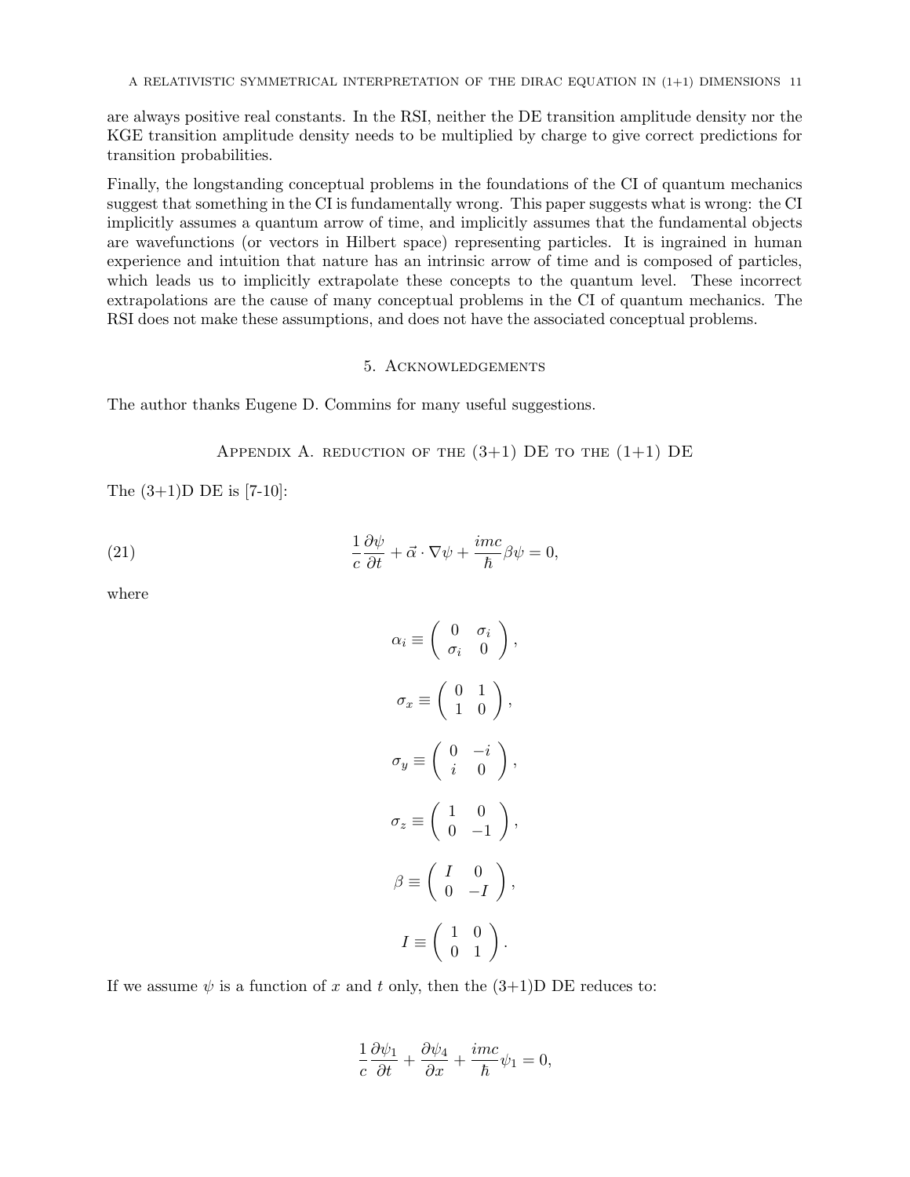are always positive real constants. In the RSI, neither the DE transition amplitude density nor the KGE transition amplitude density needs to be multiplied by charge to give correct predictions for transition probabilities.

Finally, the longstanding conceptual problems in the foundations of the CI of quantum mechanics suggest that something in the CI is fundamentally wrong. This paper suggests what is wrong: the CI implicitly assumes a quantum arrow of time, and implicitly assumes that the fundamental objects are wavefunctions (or vectors in Hilbert space) representing particles. It is ingrained in human experience and intuition that nature has an intrinsic arrow of time and is composed of particles, which leads us to implicitly extrapolate these concepts to the quantum level. These incorrect extrapolations are the cause of many conceptual problems in the CI of quantum mechanics. The RSI does not make these assumptions, and does not have the associated conceptual problems.

## 5. Acknowledgements

The author thanks Eugene D. Commins for many useful suggestions.

## Appendix A. reduction of the (3+1) DE to the (1+1) DE

The (3+1)D DE is [7-10]:

$$\frac{1}{c}\frac{\partial \psi}{\partial t} + \vec{\alpha}\cdot\nabla\psi + \frac{imc}{\hbar}\beta\psi = 0, \tag{21}$$

where

$$\alpha_i \equiv \begin{pmatrix} 0 & \sigma_i \\ \sigma_i & 0 \end{pmatrix},$$

$$\sigma_x \equiv \begin{pmatrix} 0 & 1 \\ 1 & 0 \end{pmatrix},$$

$$\sigma_y \equiv \begin{pmatrix} 0 & -i \\ i & 0 \end{pmatrix},$$

$$\sigma_z \equiv \begin{pmatrix} 1 & 0 \\ 0 & -1 \end{pmatrix},$$

$$\beta \equiv \begin{pmatrix} I & 0 \\ 0 & -I \end{pmatrix},$$

$$I \equiv \begin{pmatrix} 1 & 0 \\ 0 & 1 \end{pmatrix}.$$

If we assume $\psi$ is a function of $x$ and $t$ only, then the (3+1)D DE reduces to:

$$\frac{1}{c}\frac{\partial \psi_1}{\partial t} + \frac{\partial \psi_4}{\partial x} + \frac{imc}{\hbar}\psi_1 = 0,$$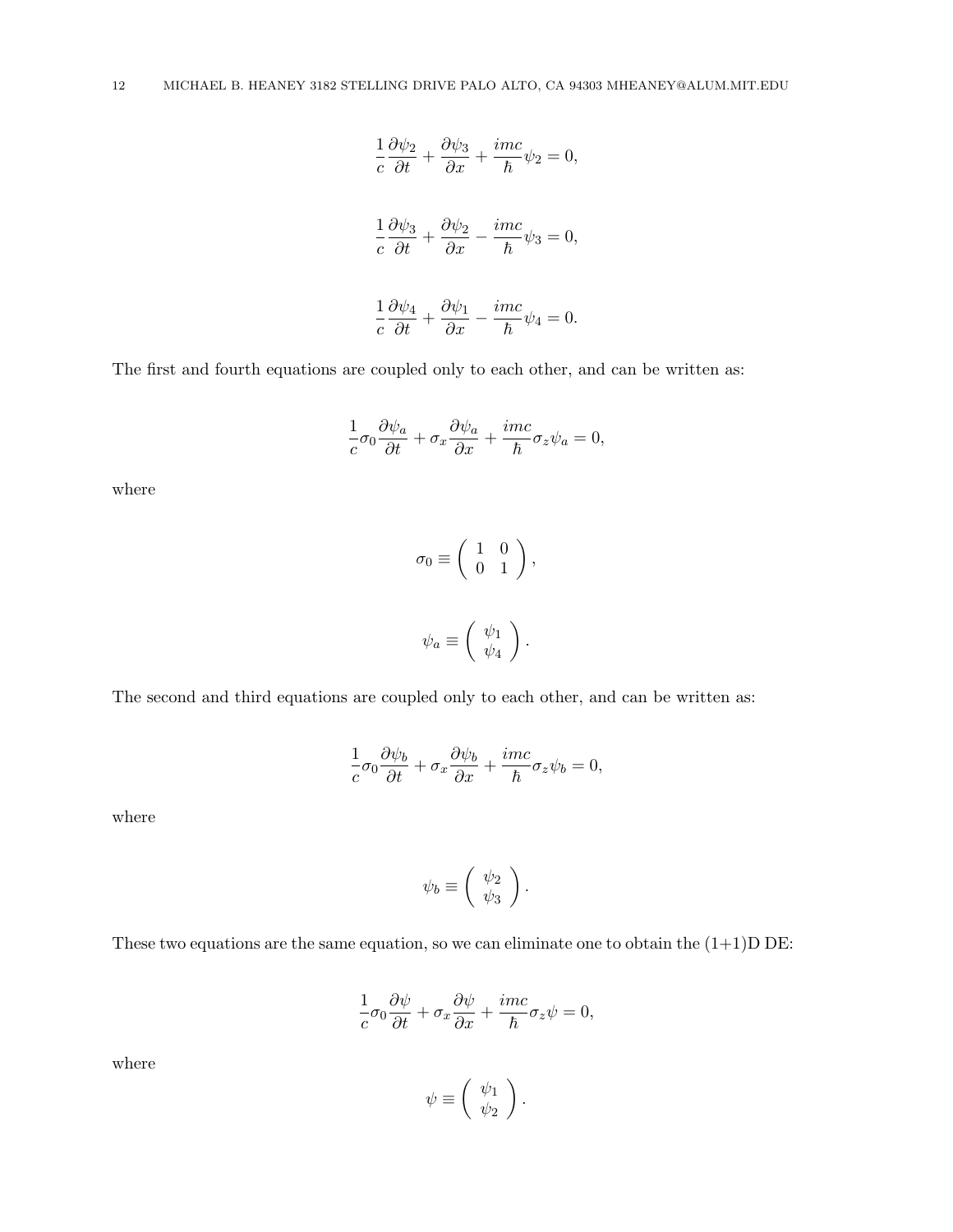$$\frac{1}{c}\frac{\partial \psi_2}{\partial t} + \frac{\partial \psi_3}{\partial x} + \frac{imc}{\hbar}\psi_2 = 0,$$

$$\frac{1}{c}\frac{\partial \psi_3}{\partial t} + \frac{\partial \psi_2}{\partial x} - \frac{imc}{\hbar}\psi_3 = 0,$$

$$\frac{1}{c}\frac{\partial \psi_4}{\partial t} + \frac{\partial \psi_1}{\partial x} - \frac{imc}{\hbar}\psi_4 = 0.$$

The first and fourth equations are coupled only to each other, and can be written as:

$$\frac{1}{c}\sigma_0\frac{\partial \psi_a}{\partial t} + \sigma_x\frac{\partial \psi_a}{\partial x} + \frac{imc}{\hbar}\sigma_z\psi_a = 0,$$

where

$$\sigma_0 \equiv \begin{pmatrix} 1 & 0 \\ 0 & 1 \end{pmatrix},$$

$$\psi_a \equiv \begin{pmatrix} \psi_1 \\ \psi_4 \end{pmatrix}.$$

The second and third equations are coupled only to each other, and can be written as:

$$\frac{1}{c}\sigma_0\frac{\partial \psi_b}{\partial t} + \sigma_x\frac{\partial \psi_b}{\partial x} + \frac{imc}{\hbar}\sigma_z\psi_b = 0,$$

where

$$\psi_b \equiv \begin{pmatrix} \psi_2 \\ \psi_3 \end{pmatrix}.$$

These two equations are the same equation, so we can eliminate one to obtain the (1+1)D DE:

$$\frac{1}{c}\sigma_0\frac{\partial \psi}{\partial t} + \sigma_x\frac{\partial \psi}{\partial x} + \frac{imc}{\hbar}\sigma_z\psi = 0,$$

where

$$\psi \equiv \begin{pmatrix} \psi_1 \\ \psi_2 \end{pmatrix}.$$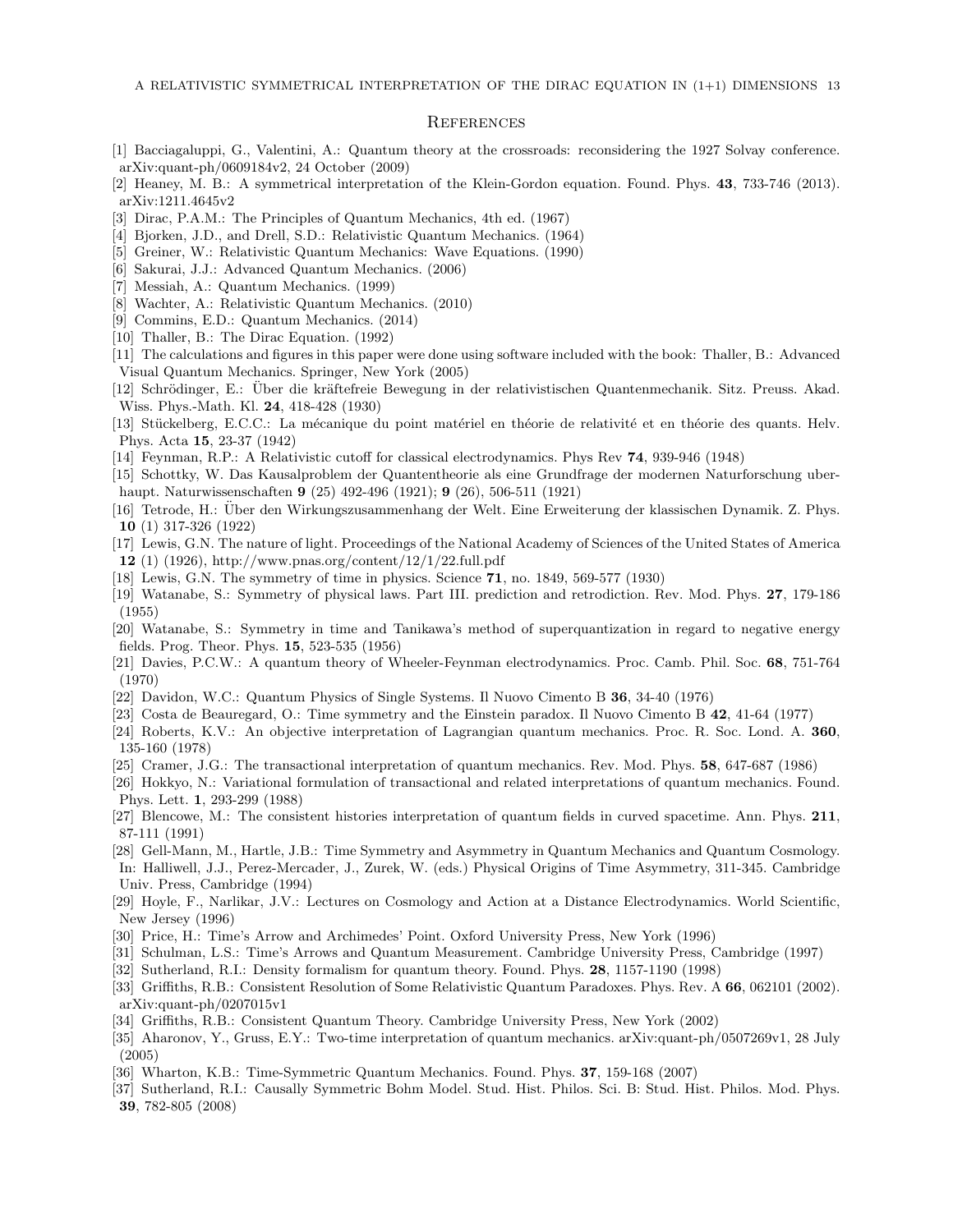## References

[1] Bacciagaluppi, G., Valentini, A.: Quantum theory at the crossroads: reconsidering the 1927 Solvay conference. arXiv:quant-ph/0609184v2, 24 October (2009)

[2] Heaney, M. B.: A symmetrical interpretation of the Klein-Gordon equation. Found. Phys. **43**, 733-746 (2013). arXiv:1211.4645v2

[3] Dirac, P.A.M.: The Principles of Quantum Mechanics, 4th ed. (1967)

[4] Bjorken, J.D., and Drell, S.D.: Relativistic Quantum Mechanics. (1964)

[5] Greiner, W.: Relativistic Quantum Mechanics: Wave Equations. (1990)

[6] Sakurai, J.J.: Advanced Quantum Mechanics. (2006)

[7] Messiah, A.: Quantum Mechanics. (1999)

[8] Wachter, A.: Relativistic Quantum Mechanics. (2010)

[9] Commins, E.D.: Quantum Mechanics. (2014)

[10] Thaller, B.: The Dirac Equation. (1992)

[11] The calculations and figures in this paper were done using software included with the book: Thaller, B.: Advanced Visual Quantum Mechanics. Springer, New York (2005)

[12] Schrödinger, E.: Über die kräftefreie Bewegung in der relativistischen Quantenmechanik. Sitz. Preuss. Akad. Wiss. Phys.-Math. Kl. **24**, 418-428 (1930)

[13] Stückelberg, E.C.C.: La mécanique du point matériel en théorie de relativité et en théorie des quants. Helv. Phys. Acta **15**, 23-37 (1942)

[14] Feynman, R.P.: A Relativistic cutoff for classical electrodynamics. Phys Rev **74**, 939-946 (1948)

[15] Schottky, W. Das Kausalproblem der Quantentheorie als eine Grundfrage der modernen Naturforschung uberhaupt. Naturwissenschaften **9** (25) 492-496 (1921); **9** (26), 506-511 (1921)

[16] Tetrode, H.: Über den Wirkungszusammenhang der Welt. Eine Erweiterung der klassischen Dynamik. Z. Phys. **10** (1) 317-326 (1922)

[17] Lewis, G.N. The nature of light. Proceedings of the National Academy of Sciences of the United States of America **12** (1) (1926), http://www.pnas.org/content/12/1/22.full.pdf

[18] Lewis, G.N. The symmetry of time in physics. Science **71**, no. 1849, 569-577 (1930)

[19] Watanabe, S.: Symmetry of physical laws. Part III. prediction and retrodiction. Rev. Mod. Phys. **27**, 179-186 (1955)

[20] Watanabe, S.: Symmetry in time and Tanikawa's method of superquantization in regard to negative energy fields. Prog. Theor. Phys. **15**, 523-535 (1956)

[21] Davies, P.C.W.: A quantum theory of Wheeler-Feynman electrodynamics. Proc. Camb. Phil. Soc. **68**, 751-764 (1970)

[22] Davidon, W.C.: Quantum Physics of Single Systems. Il Nuovo Cimento B **36**, 34-40 (1976)

[23] Costa de Beauregard, O.: Time symmetry and the Einstein paradox. Il Nuovo Cimento B **42**, 41-64 (1977)

[24] Roberts, K.V.: An objective interpretation of Lagrangian quantum mechanics. Proc. R. Soc. Lond. A. **360**, 135-160 (1978)

[25] Cramer, J.G.: The transactional interpretation of quantum mechanics. Rev. Mod. Phys. **58**, 647-687 (1986)

[26] Hokkyo, N.: Variational formulation of transactional and related interpretations of quantum mechanics. Found. Phys. Lett. **1**, 293-299 (1988)

[27] Blencowe, M.: The consistent histories interpretation of quantum fields in curved spacetime. Ann. Phys. **211**, 87-111 (1991)

[28] Gell-Mann, M., Hartle, J.B.: Time Symmetry and Asymmetry in Quantum Mechanics and Quantum Cosmology. In: Halliwell, J.J., Perez-Mercader, J., Zurek, W. (eds.) Physical Origins of Time Asymmetry, 311-345. Cambridge Univ. Press, Cambridge (1994)

[29] Hoyle, F., Narlikar, J.V.: Lectures on Cosmology and Action at a Distance Electrodynamics. World Scientific, New Jersey (1996)

[30] Price, H.: Time's Arrow and Archimedes' Point. Oxford University Press, New York (1996)

[31] Schulman, L.S.: Time's Arrows and Quantum Measurement. Cambridge University Press, Cambridge (1997)

[32] Sutherland, R.I.: Density formalism for quantum theory. Found. Phys. **28**, 1157-1190 (1998)

[33] Griffiths, R.B.: Consistent Resolution of Some Relativistic Quantum Paradoxes. Phys. Rev. A **66**, 062101 (2002). arXiv:quant-ph/0207015v1

[34] Griffiths, R.B.: Consistent Quantum Theory. Cambridge University Press, New York (2002)

[35] Aharonov, Y., Gruss, E.Y.: Two-time interpretation of quantum mechanics. arXiv:quant-ph/0507269v1, 28 July (2005)

[36] Wharton, K.B.: Time-Symmetric Quantum Mechanics. Found. Phys. **37**, 159-168 (2007)

[37] Sutherland, R.I.: Causally Symmetric Bohm Model. Stud. Hist. Philos. Sci. B: Stud. Hist. Philos. Mod. Phys. **39**, 782-805 (2008)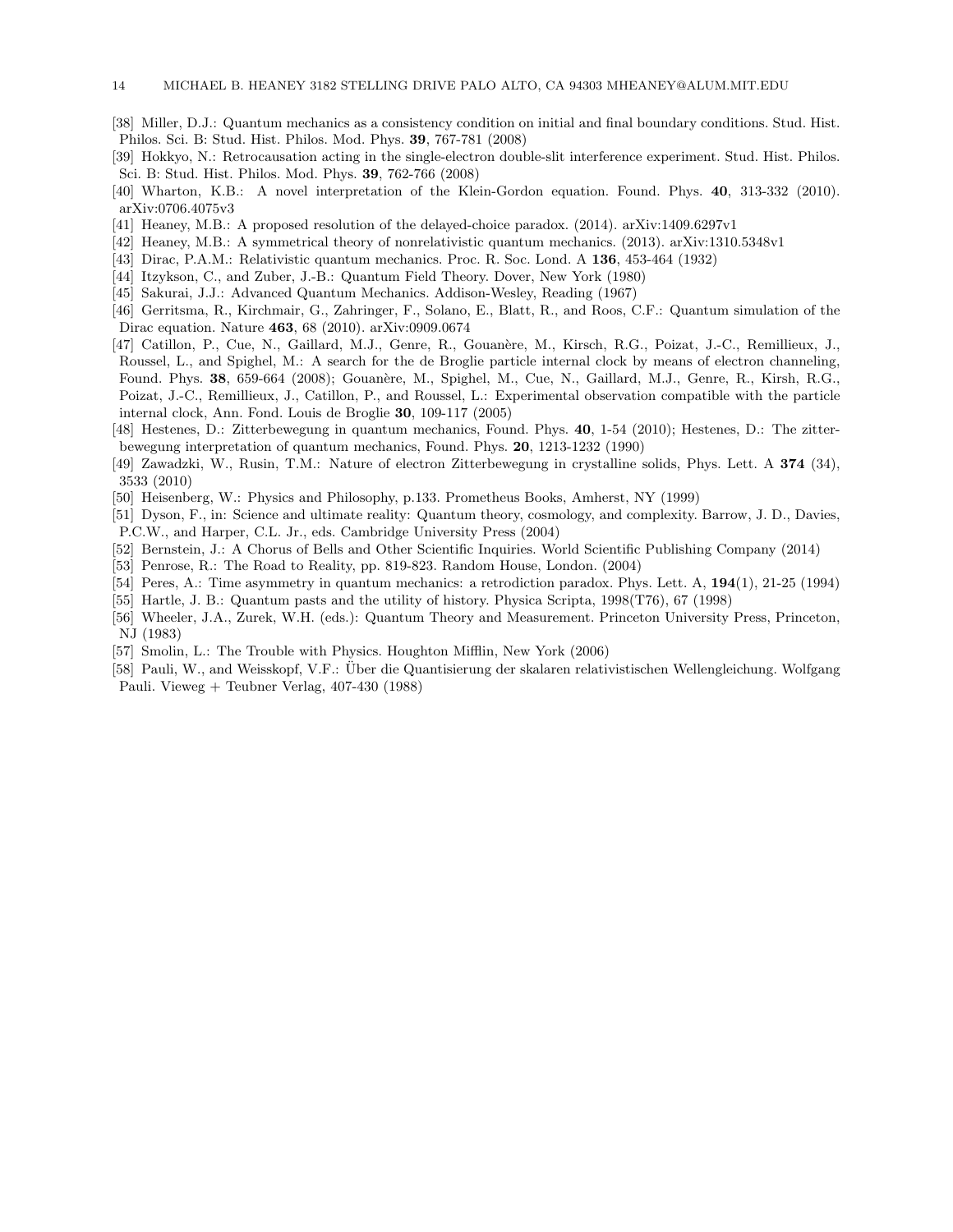[38] Miller, D.J.: Quantum mechanics as a consistency condition on initial and final boundary conditions. Stud. Hist. Philos. Sci. B: Stud. Hist. Philos. Mod. Phys. **39**, 767-781 (2008)

[39] Hokkyo, N.: Retrocausation acting in the single-electron double-slit interference experiment. Stud. Hist. Philos. Sci. B: Stud. Hist. Philos. Mod. Phys. **39**, 762-766 (2008)

[40] Wharton, K.B.: A novel interpretation of the Klein-Gordon equation. Found. Phys. **40**, 313-332 (2010). arXiv:0706.4075v3

[41] Heaney, M.B.: A proposed resolution of the delayed-choice paradox. (2014). arXiv:1409.6297v1

[42] Heaney, M.B.: A symmetrical theory of nonrelativistic quantum mechanics. (2013). arXiv:1310.5348v1

[43] Dirac, P.A.M.: Relativistic quantum mechanics. Proc. R. Soc. Lond. A **136**, 453-464 (1932)

[44] Itzykson, C., and Zuber, J.-B.: Quantum Field Theory. Dover, New York (1980)

[45] Sakurai, J.J.: Advanced Quantum Mechanics. Addison-Wesley, Reading (1967)

[46] Gerritsma, R., Kirchmair, G., Zahringer, F., Solano, E., Blatt, R., and Roos, C.F.: Quantum simulation of the Dirac equation. Nature **463**, 68 (2010). arXiv:0909.0674

[47] Catillon, P., Cue, N., Gaillard, M.J., Genre, R., Gouanère, M., Kirsch, R.G., Poizat, J.-C., Remillieux, J., Roussel, L., and Spighel, M.: A search for the de Broglie particle internal clock by means of electron channeling, Found. Phys. **38**, 659-664 (2008); Gouanère, M., Spighel, M., Cue, N., Gaillard, M.J., Genre, R., Kirsh, R.G., Poizat, J.-C., Remillieux, J., Catillon, P., and Roussel, L.: Experimental observation compatible with the particle internal clock, Ann. Fond. Louis de Broglie **30**, 109-117 (2005)

[48] Hestenes, D.: Zitterbewegung in quantum mechanics, Found. Phys. **40**, 1-54 (2010); Hestenes, D.: The zitterbewegung interpretation of quantum mechanics, Found. Phys. **20**, 1213-1232 (1990)

[49] Zawadzki, W., Rusin, T.M.: Nature of electron Zitterbewegung in crystalline solids, Phys. Lett. A **374** (34), 3533 (2010)

[50] Heisenberg, W.: Physics and Philosophy, p.133. Prometheus Books, Amherst, NY (1999)

[51] Dyson, F., in: Science and ultimate reality: Quantum theory, cosmology, and complexity. Barrow, J. D., Davies, P.C.W., and Harper, C.L. Jr., eds. Cambridge University Press (2004)

[52] Bernstein, J.: A Chorus of Bells and Other Scientific Inquiries. World Scientific Publishing Company (2014)

[53] Penrose, R.: The Road to Reality, pp. 819-823. Random House, London. (2004)

[54] Peres, A.: Time asymmetry in quantum mechanics: a retrodiction paradox. Phys. Lett. A, **194**(1), 21-25 (1994)

[55] Hartle, J. B.: Quantum pasts and the utility of history. Physica Scripta, 1998(T76), 67 (1998)

[56] Wheeler, J.A., Zurek, W.H. (eds.): Quantum Theory and Measurement. Princeton University Press, Princeton, NJ (1983)

[57] Smolin, L.: The Trouble with Physics. Houghton Mifflin, New York (2006)

[58] Pauli, W., and Weisskopf, V.F.: Über die Quantisierung der skalaren relativistischen Wellengleichung. Wolfgang Pauli. Vieweg + Teubner Verlag, 407-430 (1988)